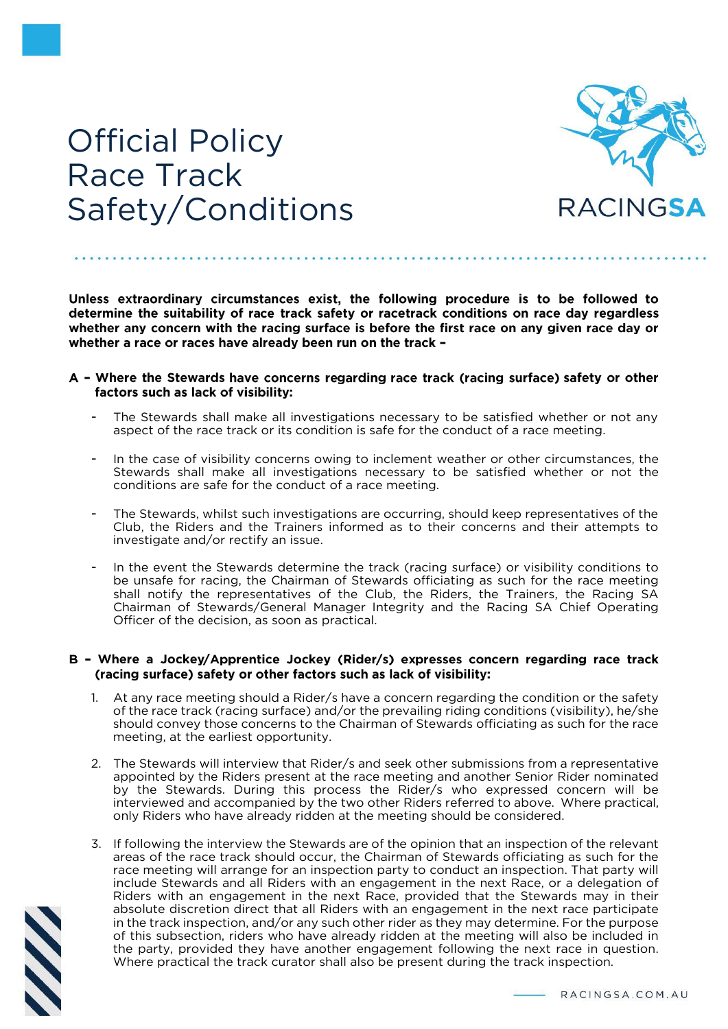# Official Policy Race Track Safety/Conditions

RACINGSA

**Unless extraordinary circumstances exist, the following procedure is to be followed to determine the suitability of race track safety or racetrack conditions on race day regardless whether any concern with the racing surface is before the first race on any given race day or whether a race or races have already been run on the track –**

**A – Where the Stewards have concerns regarding race track (racing surface) safety or other factors such as lack of visibility:**

- The Stewards shall make all investigations necessary to be satisfied whether or not any aspect of the race track or its condition is safe for the conduct of a race meeting.

- In the case of visibility concerns owing to inclement weather or other circumstances, the Stewards shall make all investigations necessary to be satisfied whether or not the conditions are safe for the conduct of a race meeting.

- The Stewards, whilst such investigations are occurring, should keep representatives of the Club, the Riders and the Trainers informed as to their concerns and their attempts to investigate and/or rectify an issue.

- In the event the Stewards determine the track (racing surface) or visibility conditions to be unsafe for racing, the Chairman of Stewards officiating as such for the race meeting shall notify the representatives of the Club, the Riders, the Trainers, the Racing SA Chairman of Stewards/General Manager Integrity and the Racing SA Chief Operating Officer of the decision, as soon as practical.

**B – Where a Jockey/Apprentice Jockey (Rider/s) expresses concern regarding race track (racing surface) safety or other factors such as lack of visibility:**

1. At any race meeting should a Rider/s have a concern regarding the condition or the safety of the race track (racing surface) and/or the prevailing riding conditions (visibility), he/she should convey those concerns to the Chairman of Stewards officiating as such for the race meeting, at the earliest opportunity.

2. The Stewards will interview that Rider/s and seek other submissions from a representative appointed by the Riders present at the race meeting and another Senior Rider nominated by the Stewards. During this process the Rider/s who expressed concern will be interviewed and accompanied by the two other Riders referred to above. Where practical, only Riders who have already ridden at the meeting should be considered.

3. If following the interview the Stewards are of the opinion that an inspection of the relevant areas of the race track should occur, the Chairman of Stewards officiating as such for the race meeting will arrange for an inspection party to conduct an inspection. That party will include Stewards and all Riders with an engagement in the next Race, or a delegation of Riders with an engagement in the next Race, provided that the Stewards may in their absolute discretion direct that all Riders with an engagement in the next race participate in the track inspection, and/or any such other rider as they may determine. For the purpose of this subsection, riders who have already ridden at the meeting will also be included in the party, provided they have another engagement following the next race in question. Where practical the track curator shall also be present during the track inspection.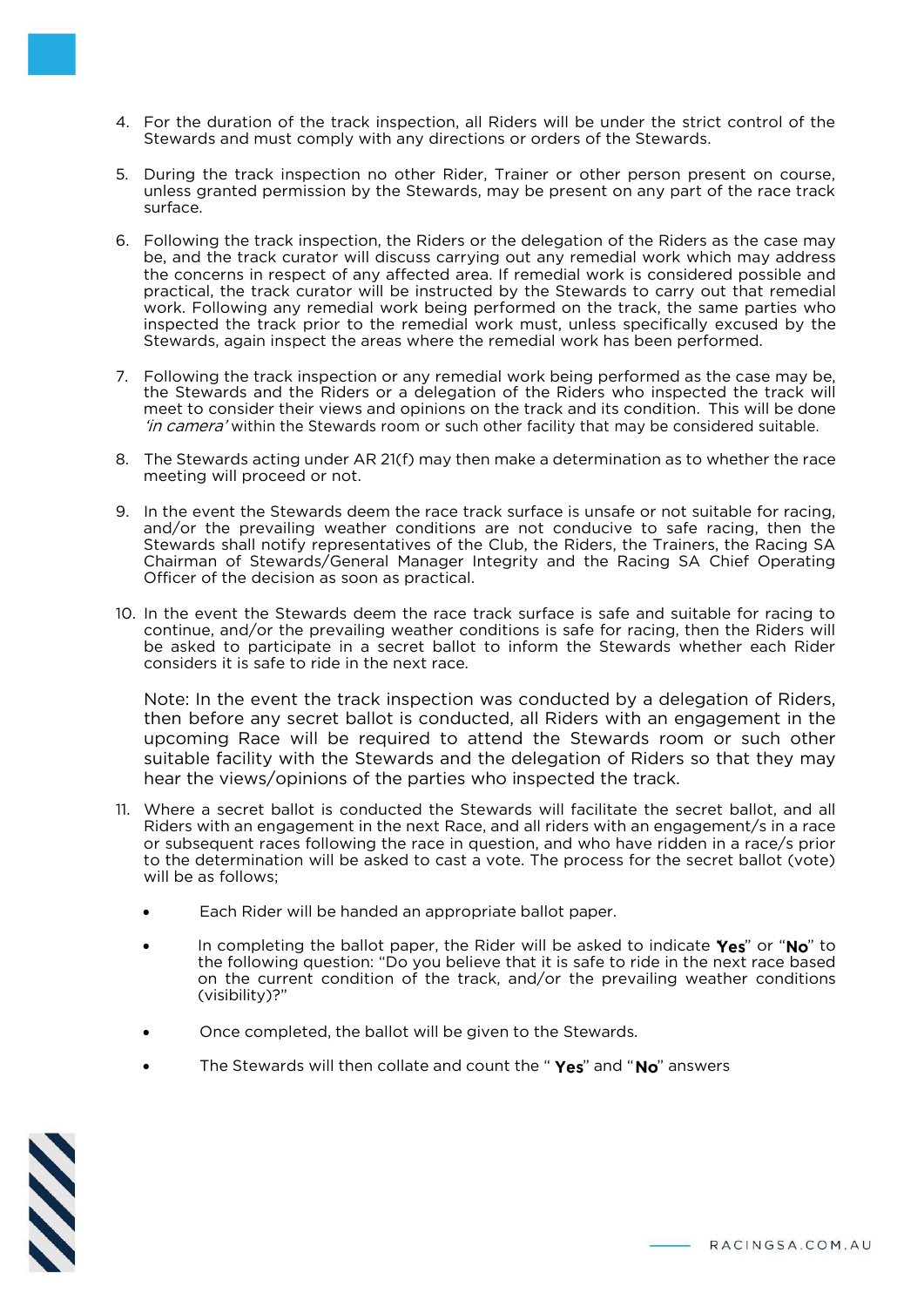4. For the duration of the track inspection, all Riders will be under the strict control of the Stewards and must comply with any directions or orders of the Stewards.

5. During the track inspection no other Rider, Trainer or other person present on course, unless granted permission by the Stewards, may be present on any part of the race track surface.

6. Following the track inspection, the Riders or the delegation of the Riders as the case may be, and the track curator will discuss carrying out any remedial work which may address the concerns in respect of any affected area. If remedial work is considered possible and practical, the track curator will be instructed by the Stewards to carry out that remedial work. Following any remedial work being performed on the track, the same parties who inspected the track prior to the remedial work must, unless specifically excused by the Stewards, again inspect the areas where the remedial work has been performed.

7. Following the track inspection or any remedial work being performed as the case may be, the Stewards and the Riders or a delegation of the Riders who inspected the track will meet to consider their views and opinions on the track and its condition. This will be done *'in camera'* within the Stewards room or such other facility that may be considered suitable.

8. The Stewards acting under AR 21(f) may then make a determination as to whether the race meeting will proceed or not.

9. In the event the Stewards deem the race track surface is unsafe or not suitable for racing, and/or the prevailing weather conditions are not conducive to safe racing, then the Stewards shall notify representatives of the Club, the Riders, the Trainers, the Racing SA Chairman of Stewards/General Manager Integrity and the Racing SA Chief Operating Officer of the decision as soon as practical.

10. In the event the Stewards deem the race track surface is safe and suitable for racing to continue, and/or the prevailing weather conditions is safe for racing, then the Riders will be asked to participate in a secret ballot to inform the Stewards whether each Rider considers it is safe to ride in the next race.

    Note: In the event the track inspection was conducted by a delegation of Riders, then before any secret ballot is conducted, all Riders with an engagement in the upcoming Race will be required to attend the Stewards room or such other suitable facility with the Stewards and the delegation of Riders so that they may hear the views/opinions of the parties who inspected the track.

11. Where a secret ballot is conducted the Stewards will facilitate the secret ballot, and all Riders with an engagement in the next Race, and all riders with an engagement/s in a race or subsequent races following the race in question, and who have ridden in a race/s prior to the determination will be asked to cast a vote. The process for the secret ballot (vote) will be as follows;

    - Each Rider will be handed an appropriate ballot paper.
    - In completing the ballot paper, the Rider will be asked to indicate "**Yes**" or "**No**" to the following question: "Do you believe that it is safe to ride in the next race based on the current condition of the track, and/or the prevailing weather conditions (visibility)?"
    - Once completed, the ballot will be given to the Stewards.
    - The Stewards will then collate and count the " **Yes**" and "**No**" answers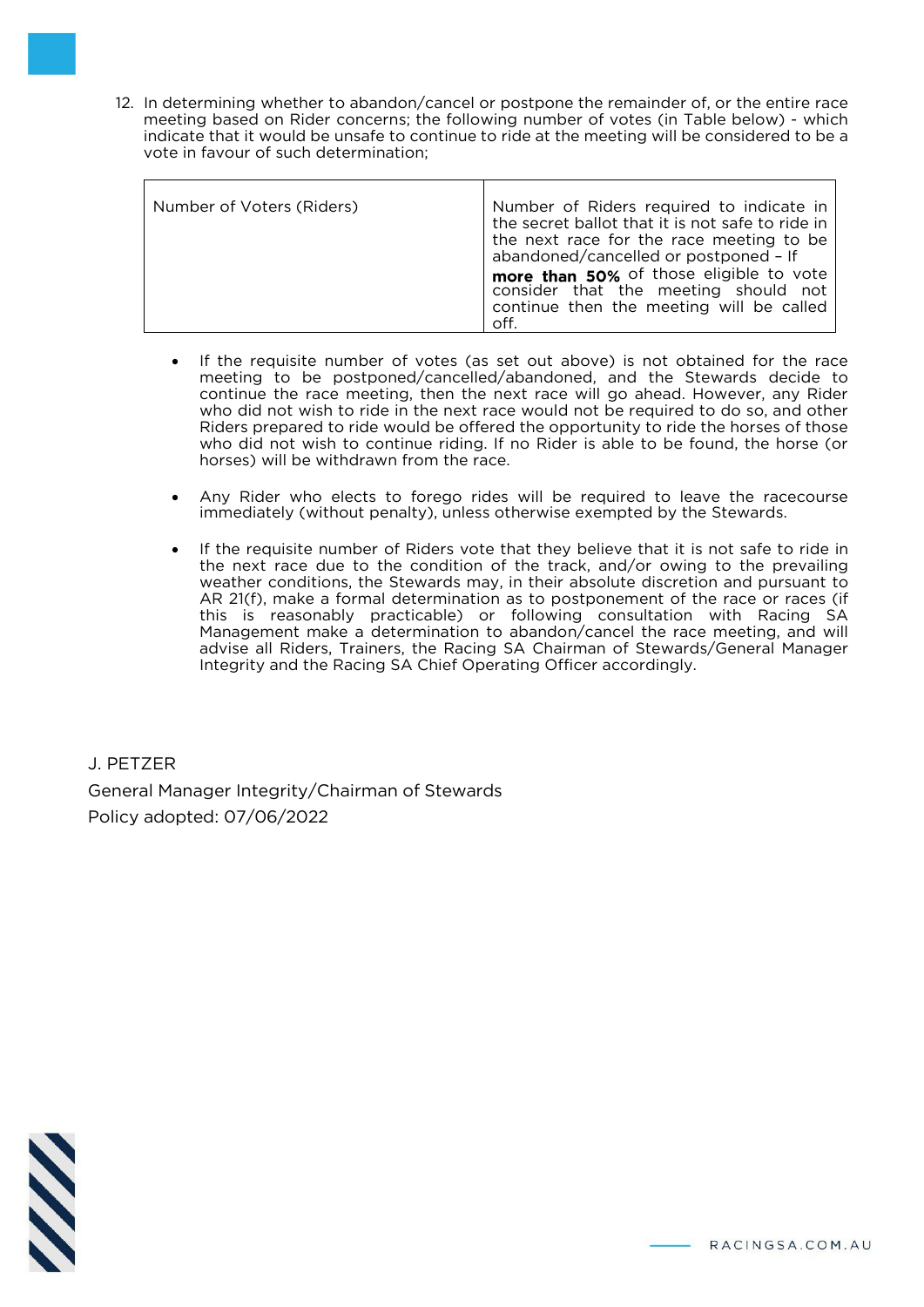12. In determining whether to abandon/cancel or postpone the remainder of, or the entire race meeting based on Rider concerns; the following number of votes (in Table below) - which indicate that it would be unsafe to continue to ride at the meeting will be considered to be a vote in favour of such determination;

| | |
|---|---|
| Number of Voters (Riders) | Number of Riders required to indicate in the secret ballot that it is not safe to ride in the next race for the race meeting to be abandoned/cancelled or postponed – If **more than 50%** of those eligible to vote consider that the meeting should not continue then the meeting will be called off. |

- If the requisite number of votes (as set out above) is not obtained for the race meeting to be postponed/cancelled/abandoned, and the Stewards decide to continue the race meeting, then the next race will go ahead. However, any Rider who did not wish to ride in the next race would not be required to do so, and other Riders prepared to ride would be offered the opportunity to ride the horses of those who did not wish to continue riding. If no Rider is able to be found, the horse (or horses) will be withdrawn from the race.

- Any Rider who elects to forego rides will be required to leave the racecourse immediately (without penalty), unless otherwise exempted by the Stewards.

- If the requisite number of Riders vote that they believe that it is not safe to ride in the next race due to the condition of the track, and/or owing to the prevailing weather conditions, the Stewards may, in their absolute discretion and pursuant to AR 21(f), make a formal determination as to postponement of the race or races (if this is reasonably practicable) or following consultation with Racing SA Management make a determination to abandon/cancel the race meeting, and will advise all Riders, Trainers, the Racing SA Chairman of Stewards/General Manager Integrity and the Racing SA Chief Operating Officer accordingly.

J. PETZER

General Manager Integrity/Chairman of Stewards

Policy adopted: 07/06/2022